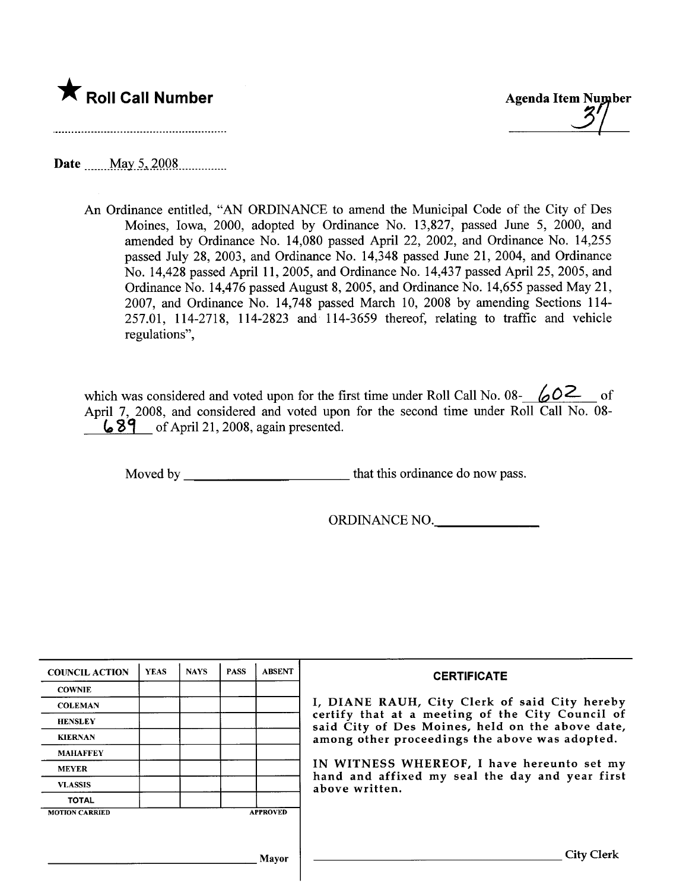★ **Roll Call Number**

**Agenda Item Number**
37

Date May 5, 2008

An Ordinance entitled, "AN ORDINANCE to amend the Municipal Code of the City of Des Moines, Iowa, 2000, adopted by Ordinance No. 13,827, passed June 5, 2000, and amended by Ordinance No. 14,080 passed April 22, 2002, and Ordinance No. 14,255 passed July 28, 2003, and Ordinance No. 14,348 passed June 21, 2004, and Ordinance No. 14,428 passed April 11, 2005, and Ordinance No. 14,437 passed April 25, 2005, and Ordinance No. 14,476 passed August 8, 2005, and Ordinance No. 14,655 passed May 21, 2007, and Ordinance No. 14,748 passed March 10, 2008 by amending Sections 114-257.01, 114-2718, 114-2823 and 114-3659 thereof, relating to traffic and vehicle regulations",

which was considered and voted upon for the first time under Roll Call No. 08-602 of April 7, 2008, and considered and voted upon for the second time under Roll Call No. 08-689 of April 21, 2008, again presented.

Moved by ______________________ that this ordinance do now pass.

ORDINANCE NO.______________

| COUNCIL ACTION | YEAS | NAYS | PASS | ABSENT |
|---|---|---|---|---|
| COWNIE | | | | |
| COLEMAN | | | | |
| HENSLEY | | | | |
| KIERNAN | | | | |
| MAHAFFEY | | | | |
| MEYER | | | | |
| VLASSIS | | | | |
| TOTAL | | | | |
| MOTION CARRIED | | | | APPROVED |

______________________ Mayor

**CERTIFICATE**

I, DIANE RAUH, City Clerk of said City hereby certify that at a meeting of the City Council of said City of Des Moines, held on the above date, among other proceedings the above was adopted.

IN WITNESS WHEREOF, I have hereunto set my hand and affixed my seal the day and year first above written.

______________________ City Clerk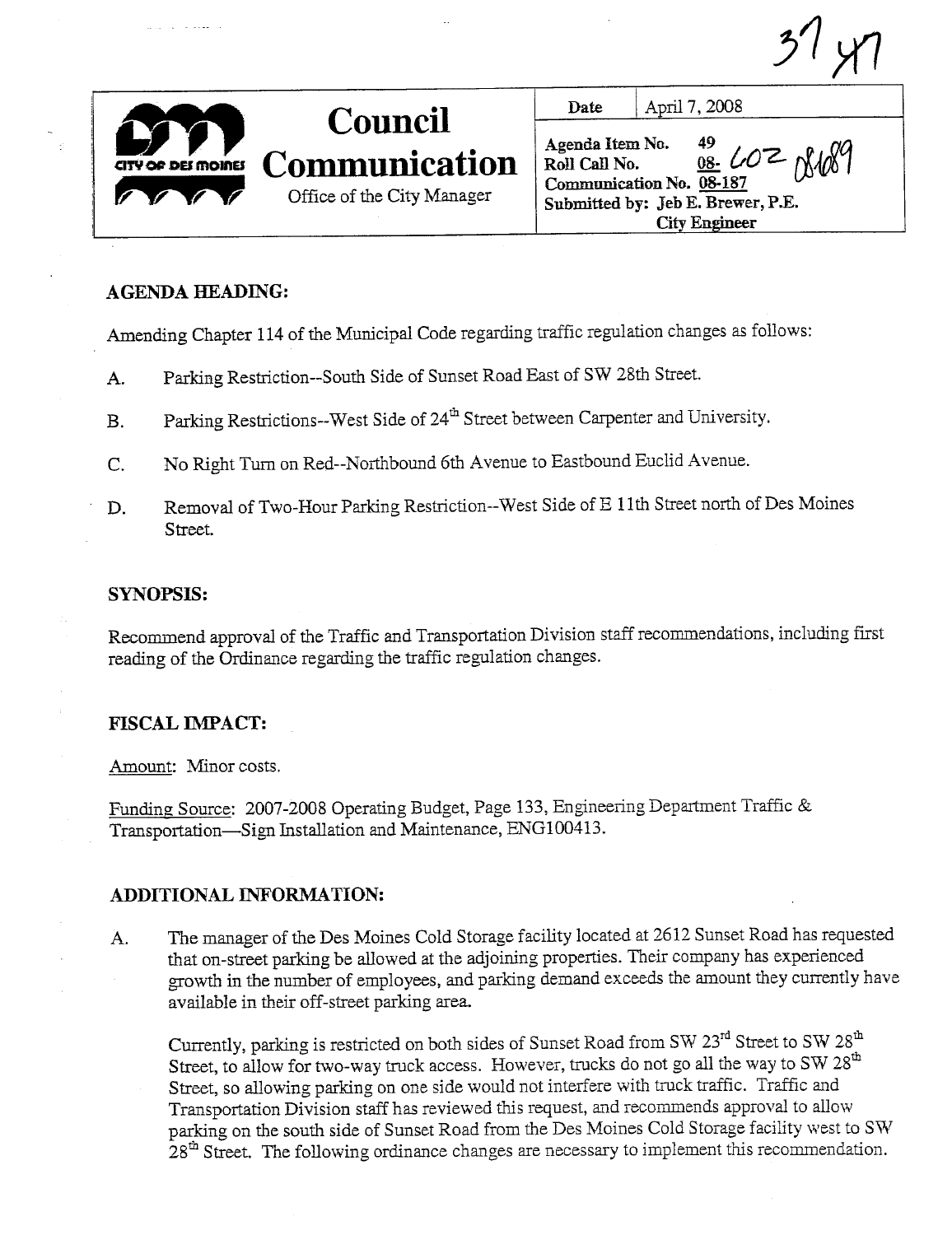37 47

**Council Communication**
Office of the City Manager

| Date | April 7, 2008 |
|---|---|
| Agenda Item No. 49 | |
| Roll Call No. 08- 602 08689 | |
| Communication No. 08-187 | |
| Submitted by: Jeb E. Brewer, P.E. City Engineer | |

## AGENDA HEADING:

Amending Chapter 114 of the Municipal Code regarding traffic regulation changes as follows:

A. Parking Restriction--South Side of Sunset Road East of SW 28th Street.

B. Parking Restrictions--West Side of 24th Street between Carpenter and University.

C. No Right Turn on Red--Northbound 6th Avenue to Eastbound Euclid Avenue.

D. Removal of Two-Hour Parking Restriction--West Side of E 11th Street north of Des Moines Street.

## SYNOPSIS:

Recommend approval of the Traffic and Transportation Division staff recommendations, including first reading of the Ordinance regarding the traffic regulation changes.

## FISCAL IMPACT:

Amount: Minor costs.

Funding Source: 2007-2008 Operating Budget, Page 133, Engineering Department Traffic & Transportation—Sign Installation and Maintenance, ENG100413.

## ADDITIONAL INFORMATION:

A. The manager of the Des Moines Cold Storage facility located at 2612 Sunset Road has requested that on-street parking be allowed at the adjoining properties. Their company has experienced growth in the number of employees, and parking demand exceeds the amount they currently have available in their off-street parking area.

Currently, parking is restricted on both sides of Sunset Road from SW 23rd Street to SW 28th Street, to allow for two-way truck access. However, trucks do not go all the way to SW 28th Street, so allowing parking on one side would not interfere with truck traffic. Traffic and Transportation Division staff has reviewed this request, and recommends approval to allow parking on the south side of Sunset Road from the Des Moines Cold Storage facility west to SW 28th Street. The following ordinance changes are necessary to implement this recommendation.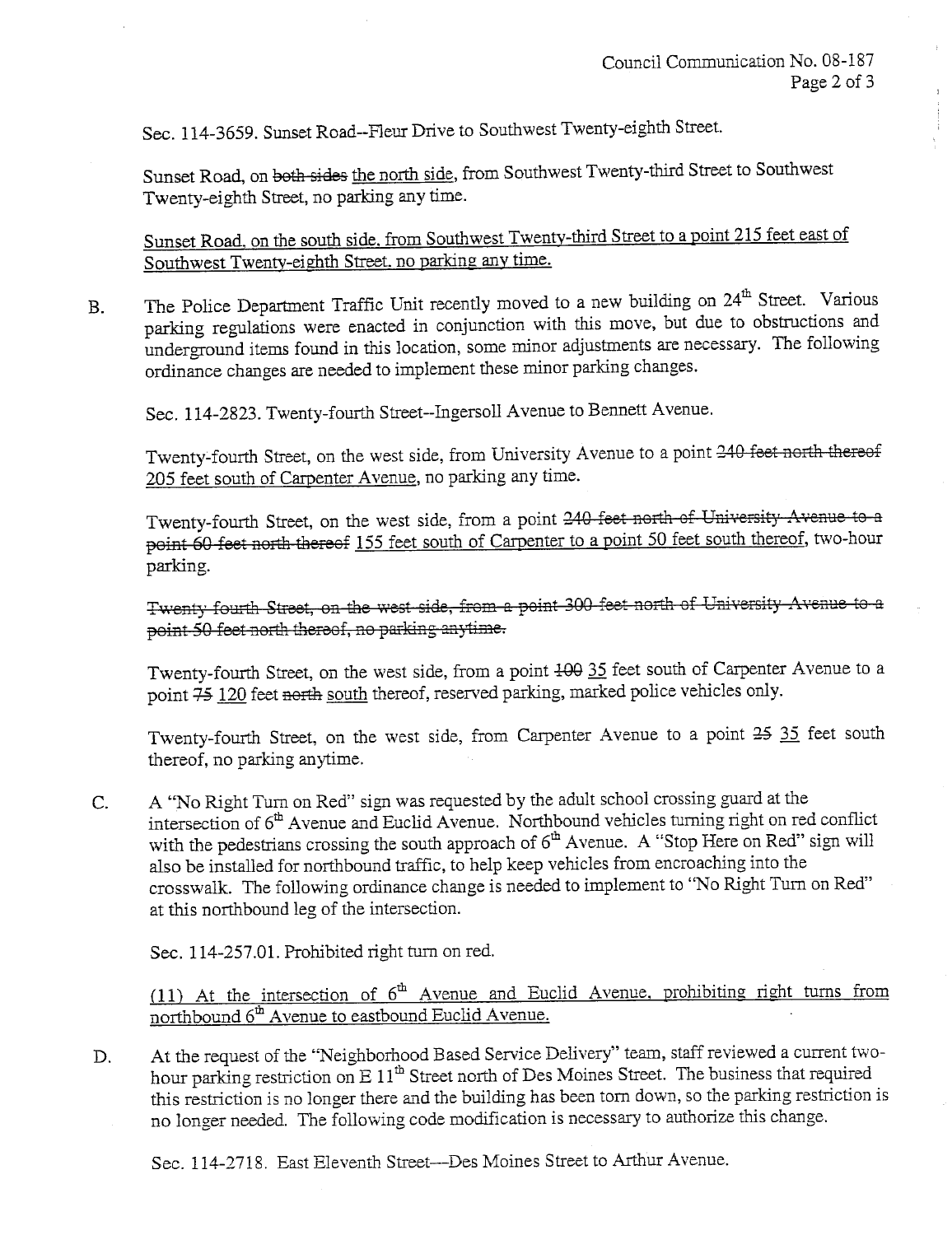Sec. 114-3659. Sunset Road--Fleur Drive to Southwest Twenty-eighth Street.

Sunset Road, on ~~both sides~~ <u>the north side</u>, from Southwest Twenty-third Street to Southwest Twenty-eighth Street, no parking any time.

<u>Sunset Road, on the south side, from Southwest Twenty-third Street to a point 215 feet east of Southwest Twenty-eighth Street, no parking any time.</u>

B. The Police Department Traffic Unit recently moved to a new building on 24th Street. Various parking regulations were enacted in conjunction with this move, but due to obstructions and underground items found in this location, some minor adjustments are necessary. The following ordinance changes are needed to implement these minor parking changes.

Sec. 114-2823. Twenty-fourth Street--Ingersoll Avenue to Bennett Avenue.

Twenty-fourth Street, on the west side, from University Avenue to a point ~~240 feet north thereof~~ <u>205 feet south of Carpenter Avenue</u>, no parking any time.

Twenty-fourth Street, on the west side, from a point ~~240 feet north of University Avenue to a point 60 feet north thereof~~ <u>155 feet south of Carpenter to a point 50 feet south thereof</u>, two-hour parking.

~~Twenty-fourth Street, on the west side, from a point 300 feet north of University Avenue to a point 50 feet north thereof, no parking anytime.~~

Twenty-fourth Street, on the west side, from a point ~~100~~ <u>35</u> feet south of Carpenter Avenue to a point ~~75~~ <u>120</u> feet ~~north~~ <u>south</u> thereof, reserved parking, marked police vehicles only.

Twenty-fourth Street, on the west side, from Carpenter Avenue to a point ~~25~~ <u>35</u> feet south thereof, no parking anytime.

C. A "No Right Turn on Red" sign was requested by the adult school crossing guard at the intersection of 6th Avenue and Euclid Avenue. Northbound vehicles turning right on red conflict with the pedestrians crossing the south approach of 6th Avenue. A "Stop Here on Red" sign will also be installed for northbound traffic, to help keep vehicles from encroaching into the crosswalk. The following ordinance change is needed to implement to "No Right Turn on Red" at this northbound leg of the intersection.

Sec. 114-257.01. Prohibited right turn on red.

<u>(11) At the intersection of 6th Avenue and Euclid Avenue, prohibiting right turns from northbound 6th Avenue to eastbound Euclid Avenue.</u>

D. At the request of the "Neighborhood Based Service Delivery" team, staff reviewed a current two-hour parking restriction on E 11th Street north of Des Moines Street. The business that required this restriction is no longer there and the building has been torn down, so the parking restriction is no longer needed. The following code modification is necessary to authorize this change.

Sec. 114-2718. East Eleventh Street—Des Moines Street to Arthur Avenue.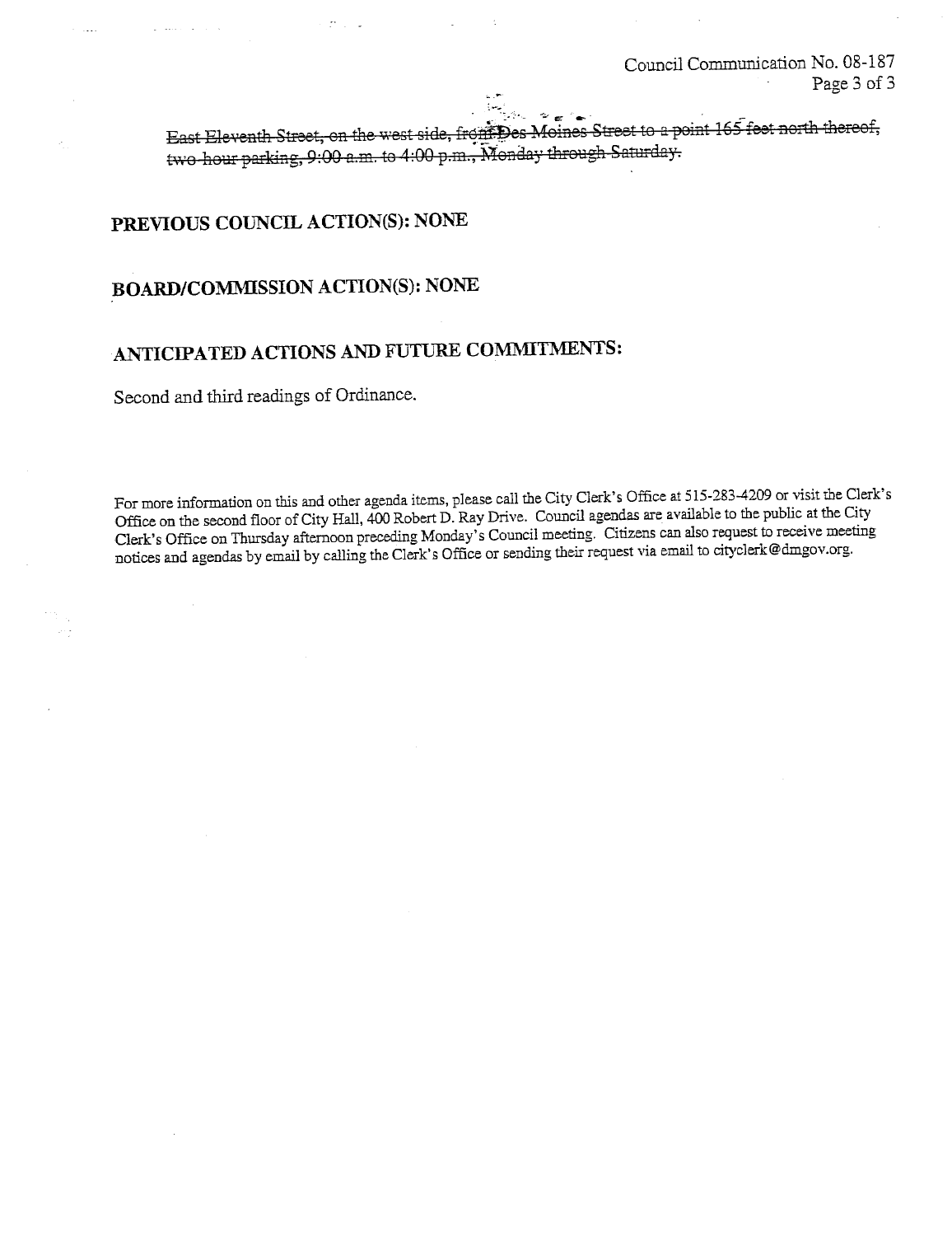~~East Eleventh Street, on the west side, from Des Moines Street to a point 165 feet north thereof, two-hour parking, 9:00 a.m. to 4:00 p.m., Monday through Saturday.~~

## PREVIOUS COUNCIL ACTION(S): NONE

## BOARD/COMMISSION ACTION(S): NONE

## ANTICIPATED ACTIONS AND FUTURE COMMITMENTS:

Second and third readings of Ordinance.

For more information on this and other agenda items, please call the City Clerk's Office at 515-283-4209 or visit the Clerk's Office on the second floor of City Hall, 400 Robert D. Ray Drive. Council agendas are available to the public at the City Clerk's Office on Thursday afternoon preceding Monday's Council meeting. Citizens can also request to receive meeting notices and agendas by email by calling the Clerk's Office or sending their request via email to cityclerk@dmgov.org.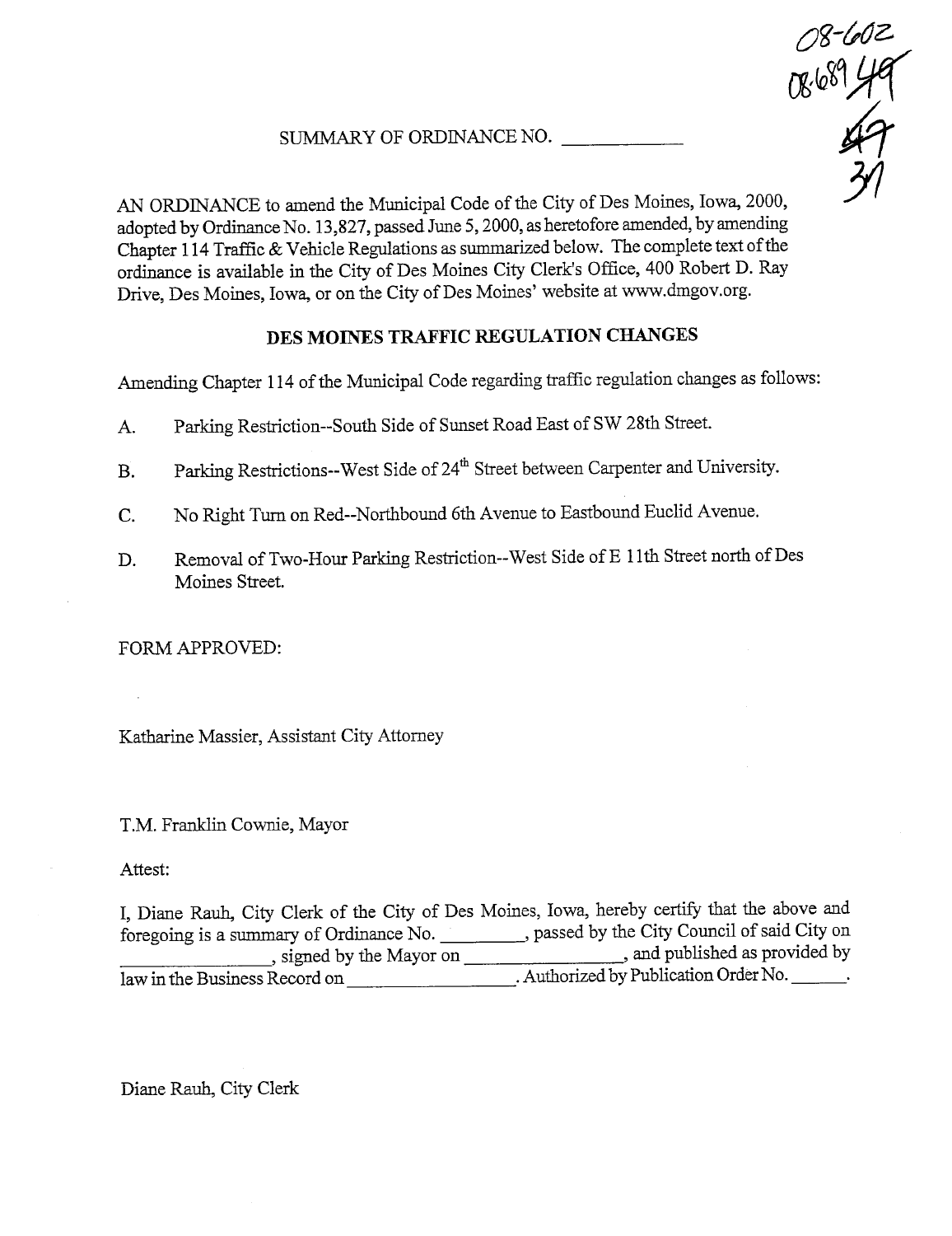08-602
08-689 49
47
31

SUMMARY OF ORDINANCE NO. ___________

AN ORDINANCE to amend the Municipal Code of the City of Des Moines, Iowa, 2000, adopted by Ordinance No. 13,827, passed June 5, 2000, as heretofore amended, by amending Chapter 114 Traffic & Vehicle Regulations as summarized below. The complete text of the ordinance is available in the City of Des Moines City Clerk's Office, 400 Robert D. Ray Drive, Des Moines, Iowa, or on the City of Des Moines' website at www.dmgov.org.

## DES MOINES TRAFFIC REGULATION CHANGES

Amending Chapter 114 of the Municipal Code regarding traffic regulation changes as follows:

A. Parking Restriction--South Side of Sunset Road East of SW 28th Street.

B. Parking Restrictions--West Side of 24th Street between Carpenter and University.

C. No Right Turn on Red--Northbound 6th Avenue to Eastbound Euclid Avenue.

D. Removal of Two-Hour Parking Restriction--West Side of E 11th Street north of Des Moines Street.

FORM APPROVED:

Katharine Massier, Assistant City Attorney

T.M. Franklin Cownie, Mayor

Attest:

I, Diane Rauh, City Clerk of the City of Des Moines, Iowa, hereby certify that the above and foregoing is a summary of Ordinance No. ________, passed by the City Council of said City on ________________, signed by the Mayor on ________________, and published as provided by law in the Business Record on ________________. Authorized by Publication Order No. ______.

Diane Rauh, City Clerk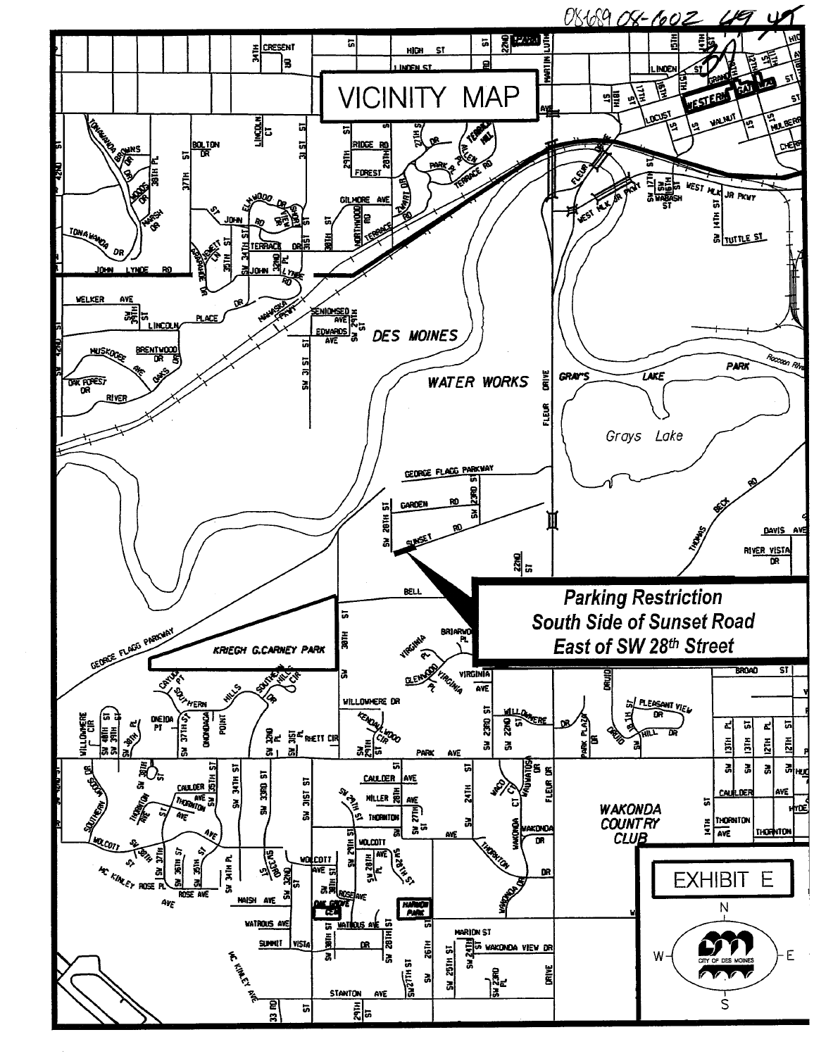08689 08-602 49

# VICINITY MAP

**Parking Restriction**
**South Side of Sunset Road**
**East of SW 28th Street**

EXHIBIT E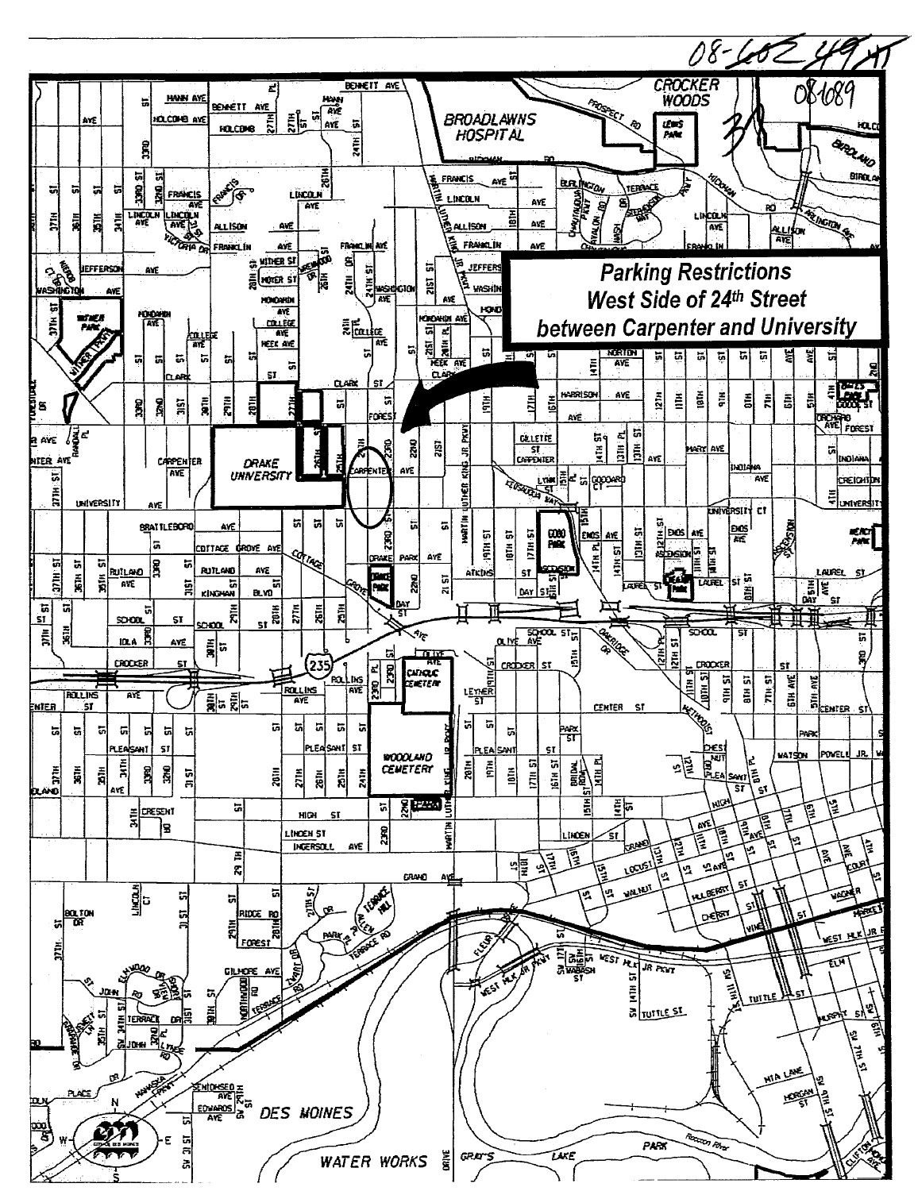08-602 49

081089

Parking Restrictions
West Side of 24th Street
between Carpenter and University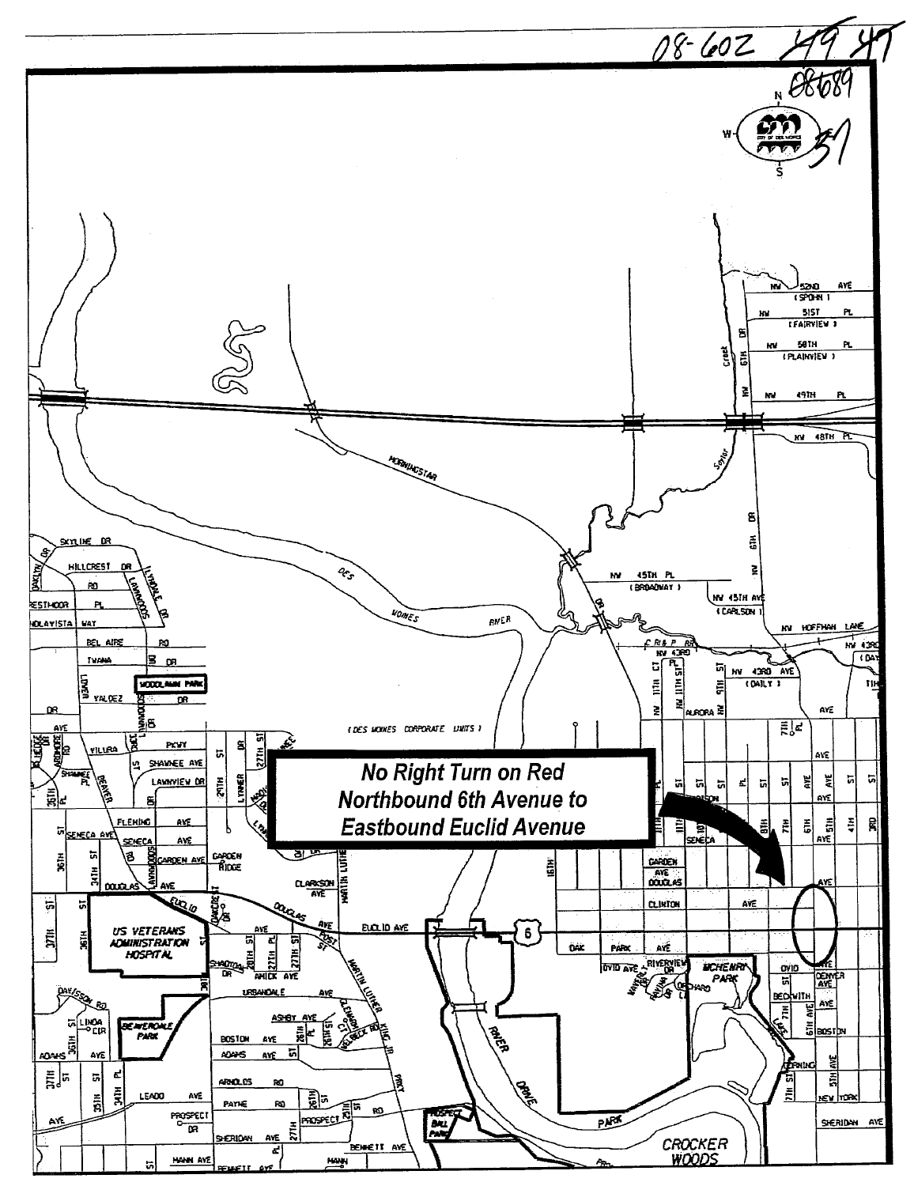08-602 49 47

08689

31

**No Right Turn on Red**
**Northbound 6th Avenue to**
**Eastbound Euclid Avenue**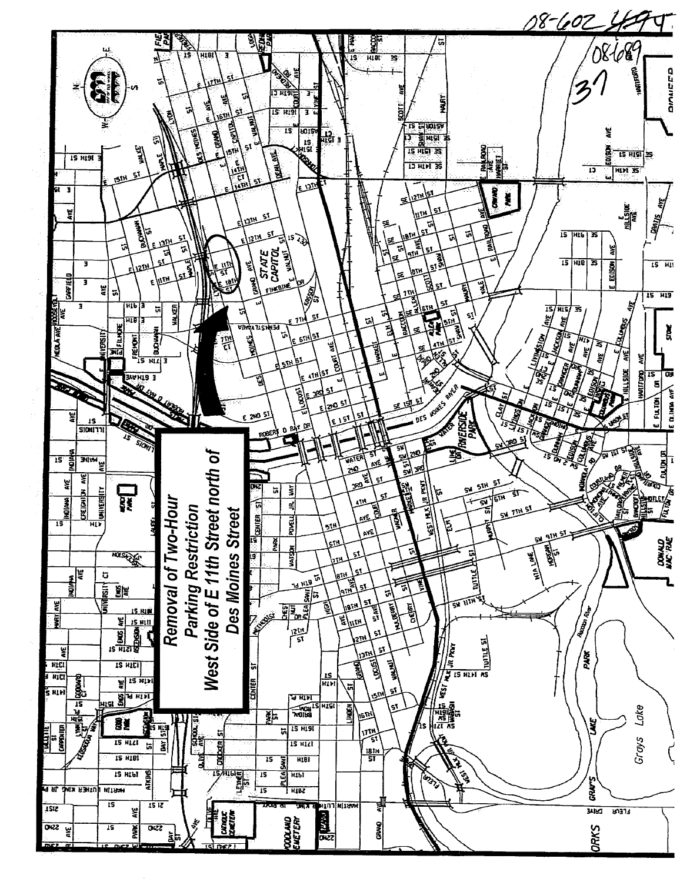08-602 494

08689

37

**Removal of Two-Hour Parking Restriction**

**West Side of E 11th Street north of Des Moines Street**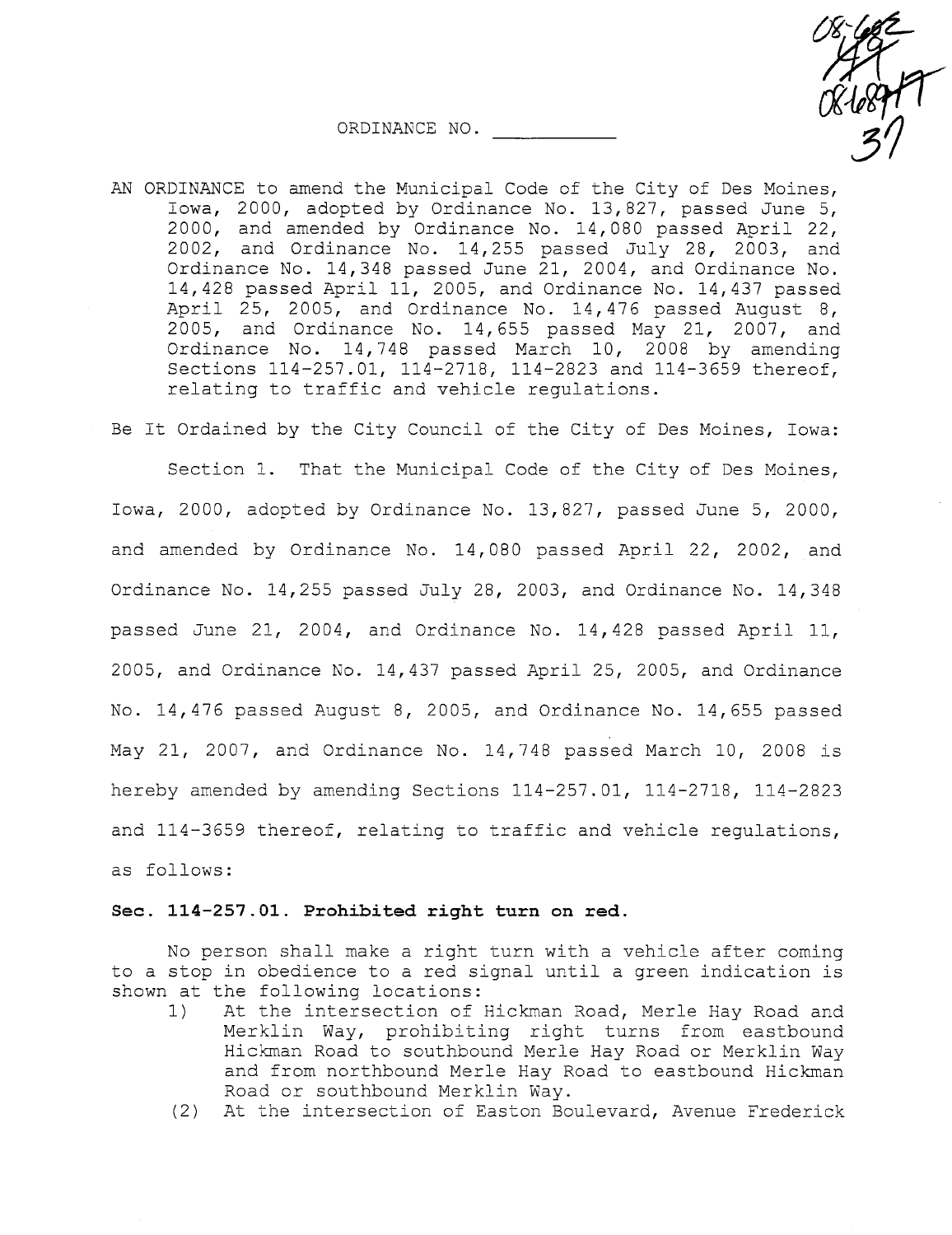ORDINANCE NO. ___________

AN ORDINANCE to amend the Municipal Code of the City of Des Moines, Iowa, 2000, adopted by Ordinance No. 13,827, passed June 5, 2000, and amended by Ordinance No. 14,080 passed April 22, 2002, and Ordinance No. 14,255 passed July 28, 2003, and Ordinance No. 14,348 passed June 21, 2004, and Ordinance No. 14,428 passed April 11, 2005, and Ordinance No. 14,437 passed April 25, 2005, and Ordinance No. 14,476 passed August 8, 2005, and Ordinance No. 14,655 passed May 21, 2007, and Ordinance No. 14,748 passed March 10, 2008 by amending Sections 114-257.01, 114-2718, 114-2823 and 114-3659 thereof, relating to traffic and vehicle regulations.

Be It Ordained by the City Council of the City of Des Moines, Iowa:

Section 1. That the Municipal Code of the City of Des Moines, Iowa, 2000, adopted by Ordinance No. 13,827, passed June 5, 2000, and amended by Ordinance No. 14,080 passed April 22, 2002, and Ordinance No. 14,255 passed July 28, 2003, and Ordinance No. 14,348 passed June 21, 2004, and Ordinance No. 14,428 passed April 11, 2005, and Ordinance No. 14,437 passed April 25, 2005, and Ordinance No. 14,476 passed August 8, 2005, and Ordinance No. 14,655 passed May 21, 2007, and Ordinance No. 14,748 passed March 10, 2008 is hereby amended by amending Sections 114-257.01, 114-2718, 114-2823 and 114-3659 thereof, relating to traffic and vehicle regulations, as follows:

**Sec. 114-257.01. Prohibited right turn on red.**

No person shall make a right turn with a vehicle after coming to a stop in obedience to a red signal until a green indication is shown at the following locations:

1) At the intersection of Hickman Road, Merle Hay Road and Merklin Way, prohibiting right turns from eastbound Hickman Road to southbound Merle Hay Road or Merklin Way and from northbound Merle Hay Road to eastbound Hickman Road or southbound Merklin Way.

(2) At the intersection of Easton Boulevard, Avenue Frederick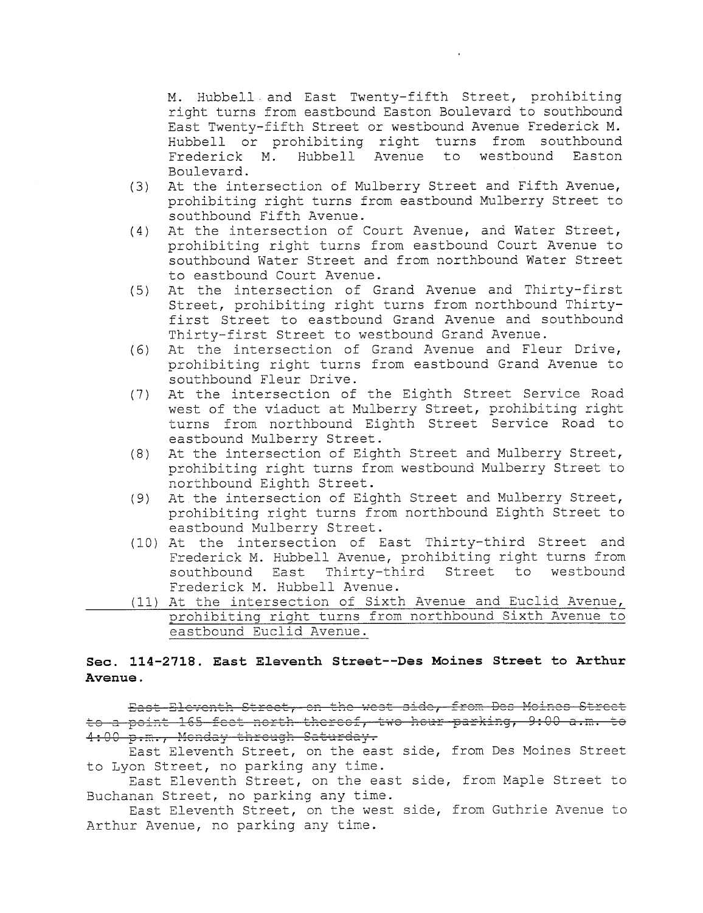M. Hubbell and East Twenty-fifth Street, prohibiting right turns from eastbound Easton Boulevard to southbound East Twenty-fifth Street or westbound Avenue Frederick M. Hubbell or prohibiting right turns from southbound Frederick M. Hubbell Avenue to westbound Easton Boulevard.

(3) At the intersection of Mulberry Street and Fifth Avenue, prohibiting right turns from eastbound Mulberry Street to southbound Fifth Avenue.

(4) At the intersection of Court Avenue, and Water Street, prohibiting right turns from eastbound Court Avenue to southbound Water Street and from northbound Water Street to eastbound Court Avenue.

(5) At the intersection of Grand Avenue and Thirty-first Street, prohibiting right turns from northbound Thirty-first Street to eastbound Grand Avenue and southbound Thirty-first Street to westbound Grand Avenue.

(6) At the intersection of Grand Avenue and Fleur Drive, prohibiting right turns from eastbound Grand Avenue to southbound Fleur Drive.

(7) At the intersection of the Eighth Street Service Road west of the viaduct at Mulberry Street, prohibiting right turns from northbound Eighth Street Service Road to eastbound Mulberry Street.

(8) At the intersection of Eighth Street and Mulberry Street, prohibiting right turns from westbound Mulberry Street to northbound Eighth Street.

(9) At the intersection of Eighth Street and Mulberry Street, prohibiting right turns from northbound Eighth Street to eastbound Mulberry Street.

(10) At the intersection of East Thirty-third Street and Frederick M. Hubbell Avenue, prohibiting right turns from southbound East Thirty-third Street to westbound Frederick M. Hubbell Avenue.

<u>(11) At the intersection of Sixth Avenue and Euclid Avenue, prohibiting right turns from northbound Sixth Avenue to eastbound Euclid Avenue.</u>

**Sec. 114-2718. East Eleventh Street--Des Moines Street to Arthur Avenue.**

~~East Eleventh Street, on the west side, from Des Moines Street to a point 165 feet north thereof, two hour parking, 9:00 a.m. to 4:00 p.m., Monday through Saturday.~~

East Eleventh Street, on the east side, from Des Moines Street to Lyon Street, no parking any time.

East Eleventh Street, on the east side, from Maple Street to Buchanan Street, no parking any time.

East Eleventh Street, on the west side, from Guthrie Avenue to Arthur Avenue, no parking any time.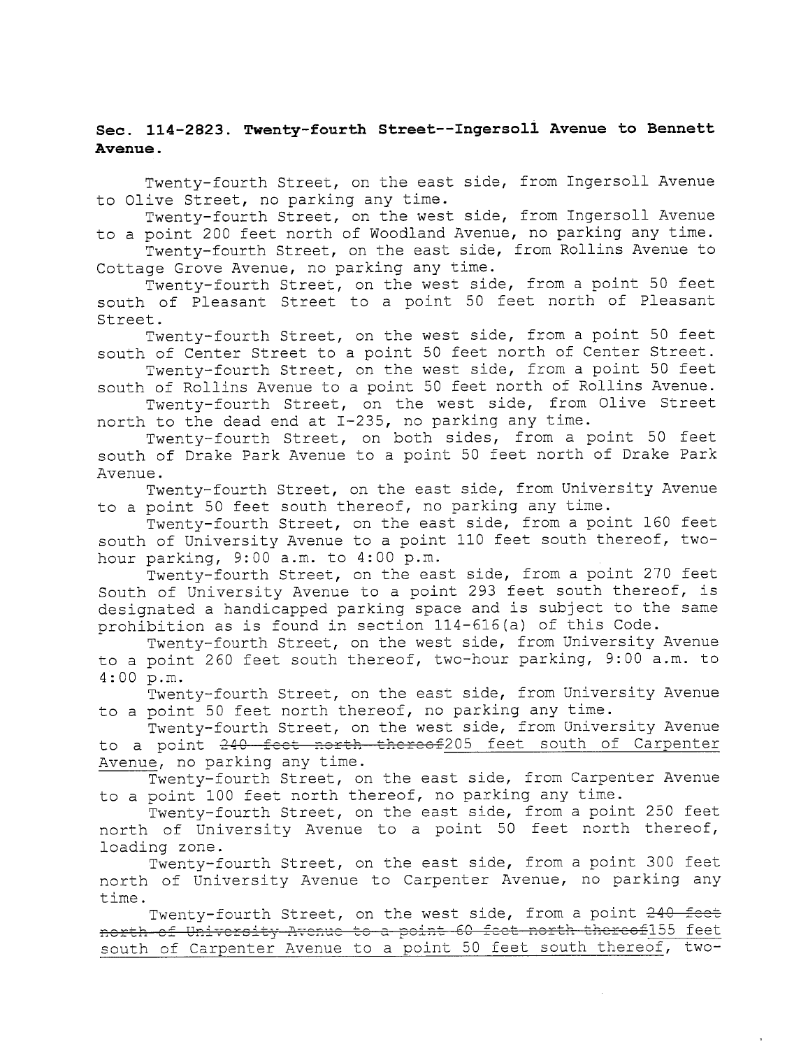**Sec. 114-2823. Twenty-fourth Street--Ingersoll Avenue to Bennett Avenue.**

Twenty-fourth Street, on the east side, from Ingersoll Avenue to Olive Street, no parking any time.

Twenty-fourth Street, on the west side, from Ingersoll Avenue to a point 200 feet north of Woodland Avenue, no parking any time.

Twenty-fourth Street, on the east side, from Rollins Avenue to Cottage Grove Avenue, no parking any time.

Twenty-fourth Street, on the west side, from a point 50 feet south of Pleasant Street to a point 50 feet north of Pleasant Street.

Twenty-fourth Street, on the west side, from a point 50 feet south of Center Street to a point 50 feet north of Center Street.

Twenty-fourth Street, on the west side, from a point 50 feet south of Rollins Avenue to a point 50 feet north of Rollins Avenue.

Twenty-fourth Street, on the west side, from Olive Street north to the dead end at I-235, no parking any time.

Twenty-fourth Street, on both sides, from a point 50 feet south of Drake Park Avenue to a point 50 feet north of Drake Park Avenue.

Twenty-fourth Street, on the east side, from University Avenue to a point 50 feet south thereof, no parking any time.

Twenty-fourth Street, on the east side, from a point 160 feet south of University Avenue to a point 110 feet south thereof, two-hour parking, 9:00 a.m. to 4:00 p.m.

Twenty-fourth Street, on the east side, from a point 270 feet South of University Avenue to a point 293 feet south thereof, is designated a handicapped parking space and is subject to the same prohibition as is found in section 114-616(a) of this Code.

Twenty-fourth Street, on the west side, from University Avenue to a point 260 feet south thereof, two-hour parking, 9:00 a.m. to 4:00 p.m.

Twenty-fourth Street, on the east side, from University Avenue to a point 50 feet north thereof, no parking any time.

Twenty-fourth Street, on the west side, from University Avenue to a point ~~240 feet north thereof~~205 feet south of Carpenter Avenue, no parking any time.

Twenty-fourth Street, on the east side, from Carpenter Avenue to a point 100 feet north thereof, no parking any time.

Twenty-fourth Street, on the east side, from a point 250 feet north of University Avenue to a point 50 feet north thereof, loading zone.

Twenty-fourth Street, on the east side, from a point 300 feet north of University Avenue to Carpenter Avenue, no parking any time.

Twenty-fourth Street, on the west side, from a point ~~240 feet north of University Avenue to a point 60 feet north thereof~~155 feet south of Carpenter Avenue to a point 50 feet south thereof, two-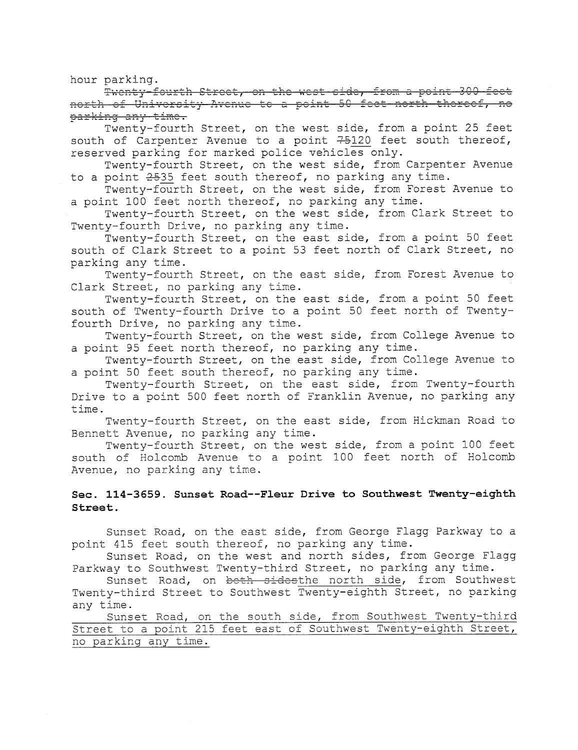hour parking.

~~Twenty-fourth Street, on the west side, from a point 300 feet north of University Avenue to a point 50 feet north thereof, no parking any time.~~

Twenty-fourth Street, on the west side, from a point 25 feet south of Carpenter Avenue to a point ~~75~~<u>120</u> feet south thereof, reserved parking for marked police vehicles only.

Twenty-fourth Street, on the west side, from Carpenter Avenue to a point ~~25~~<u>35</u> feet south thereof, no parking any time.

Twenty-fourth Street, on the west side, from Forest Avenue to a point 100 feet north thereof, no parking any time.

Twenty-fourth Street, on the west side, from Clark Street to Twenty-fourth Drive, no parking any time.

Twenty-fourth Street, on the east side, from a point 50 feet south of Clark Street to a point 53 feet north of Clark Street, no parking any time.

Twenty-fourth Street, on the east side, from Forest Avenue to Clark Street, no parking any time.

Twenty-fourth Street, on the east side, from a point 50 feet south of Twenty-fourth Drive to a point 50 feet north of Twenty-fourth Drive, no parking any time.

Twenty-fourth Street, on the west side, from College Avenue to a point 95 feet north thereof, no parking any time.

Twenty-fourth Street, on the east side, from College Avenue to a point 50 feet south thereof, no parking any time.

Twenty-fourth Street, on the east side, from Twenty-fourth Drive to a point 500 feet north of Franklin Avenue, no parking any time.

Twenty-fourth Street, on the east side, from Hickman Road to Bennett Avenue, no parking any time.

Twenty-fourth Street, on the west side, from a point 100 feet south of Holcomb Avenue to a point 100 feet north of Holcomb Avenue, no parking any time.

**Sec. 114-3659. Sunset Road--Fleur Drive to Southwest Twenty-eighth Street.**

Sunset Road, on the east side, from George Flagg Parkway to a point 415 feet south thereof, no parking any time.

Sunset Road, on the west and north sides, from George Flagg Parkway to Southwest Twenty-third Street, no parking any time.

Sunset Road, on ~~both sides~~<u>the north side</u>, from Southwest Twenty-third Street to Southwest Twenty-eighth Street, no parking any time.

<u>Sunset Road, on the south side, from Southwest Twenty-third Street to a point 215 feet east of Southwest Twenty-eighth Street, no parking any time.</u>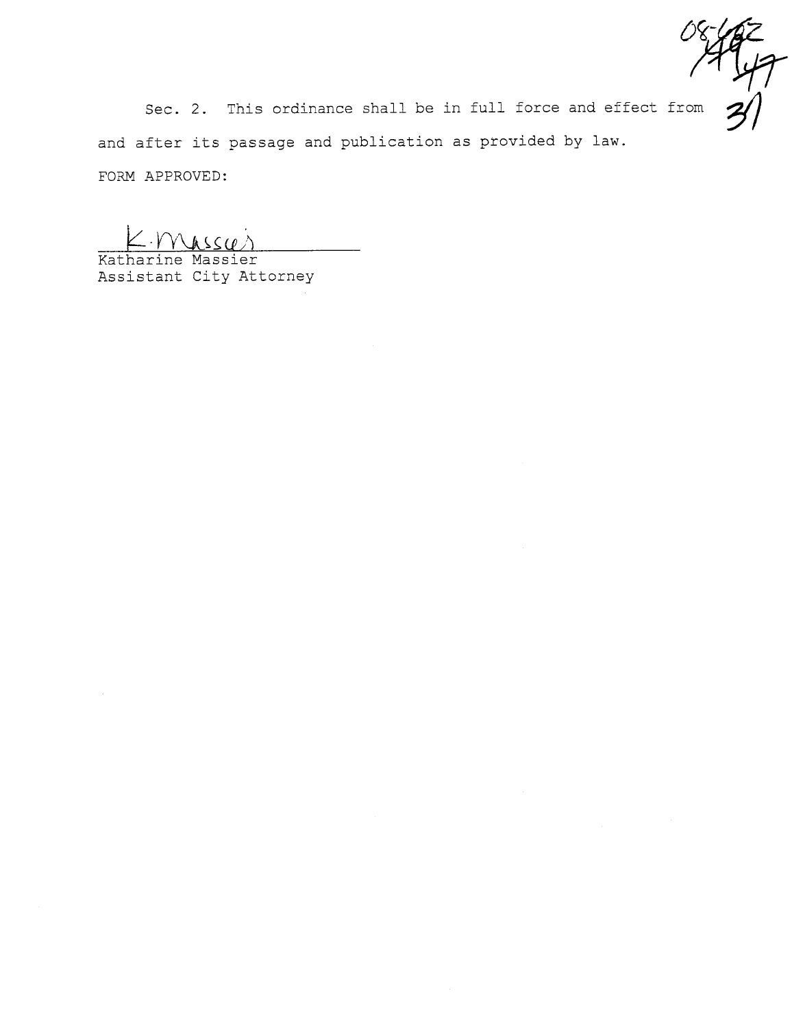08-682
49/47
31

Sec. 2. This ordinance shall be in full force and effect from and after its passage and publication as provided by law.

FORM APPROVED:

K. Massier

Katharine Massier
Assistant City Attorney